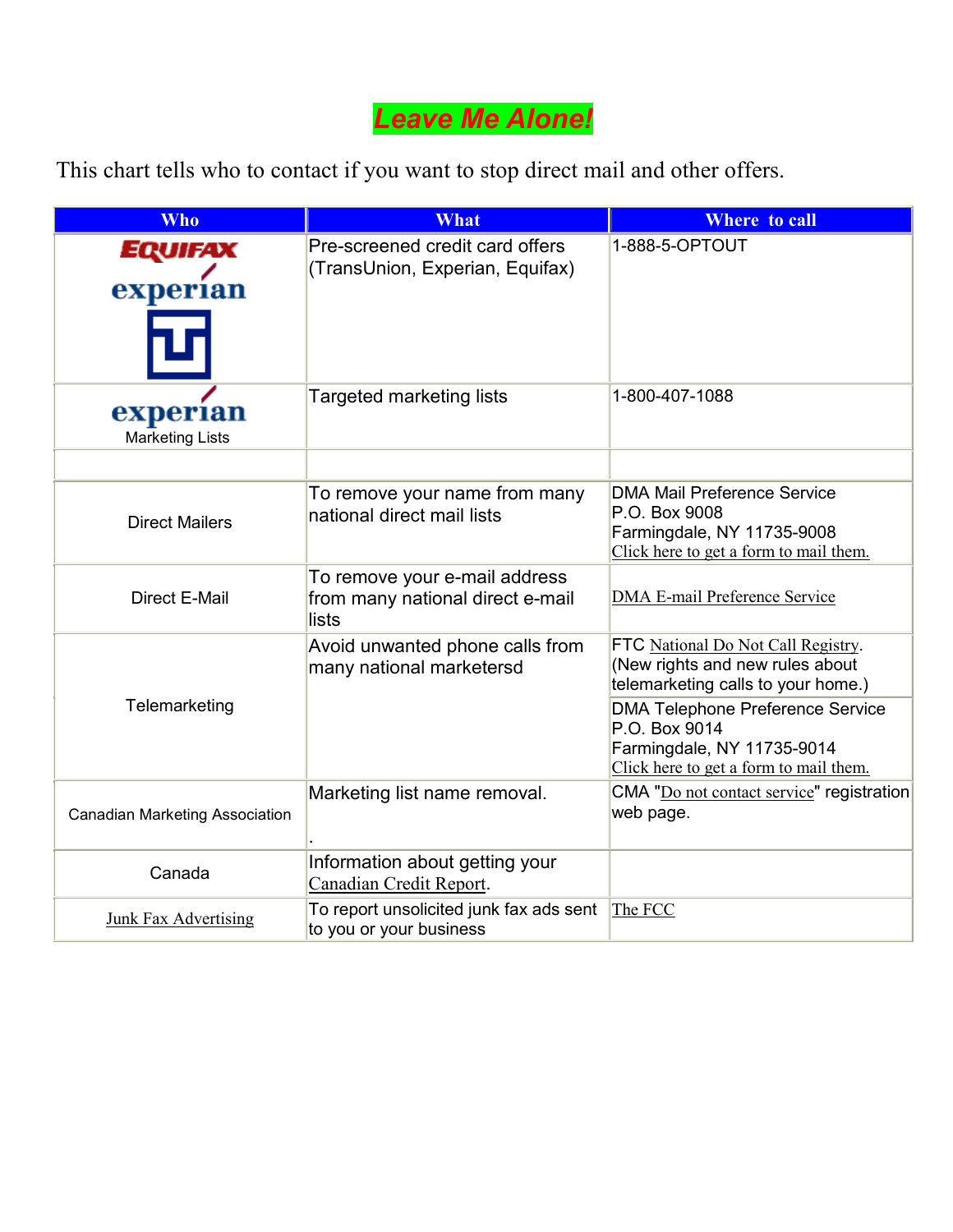# Leave Me Alone!

This chart tells who to contact if you want to stop direct mail and other offers.

| Who | What | Where to call |
|---|---|---|
| EQUIFAX experian TU | Pre-screened credit card offers (TransUnion, Experian, Equifax) | 1-888-5-OPTOUT |
| experian Marketing Lists | Targeted marketing lists | 1-800-407-1088 |
| | | |
| Direct Mailers | To remove your name from many national direct mail lists | DMA Mail Preference Service P.O. Box 9008 Farmingdale, NY 11735-9008 Click here to get a form to mail them. |
| Direct E-Mail | To remove your e-mail address from many national direct e-mail lists | DMA E-mail Preference Service |
| Telemarketing | Avoid unwanted phone calls from many national marketersd | FTC National Do Not Call Registry. (New rights and new rules about telemarketing calls to your home.) |
| | | DMA Telephone Preference Service P.O. Box 9014 Farmingdale, NY 11735-9014 Click here to get a form to mail them. |
| Canadian Marketing Association | Marketing list name removal. . | CMA "Do not contact service" registration web page. |
| Canada | Information about getting your Canadian Credit Report. | |
| Junk Fax Advertising | To report unsolicited junk fax ads sent to you or your business | The FCC |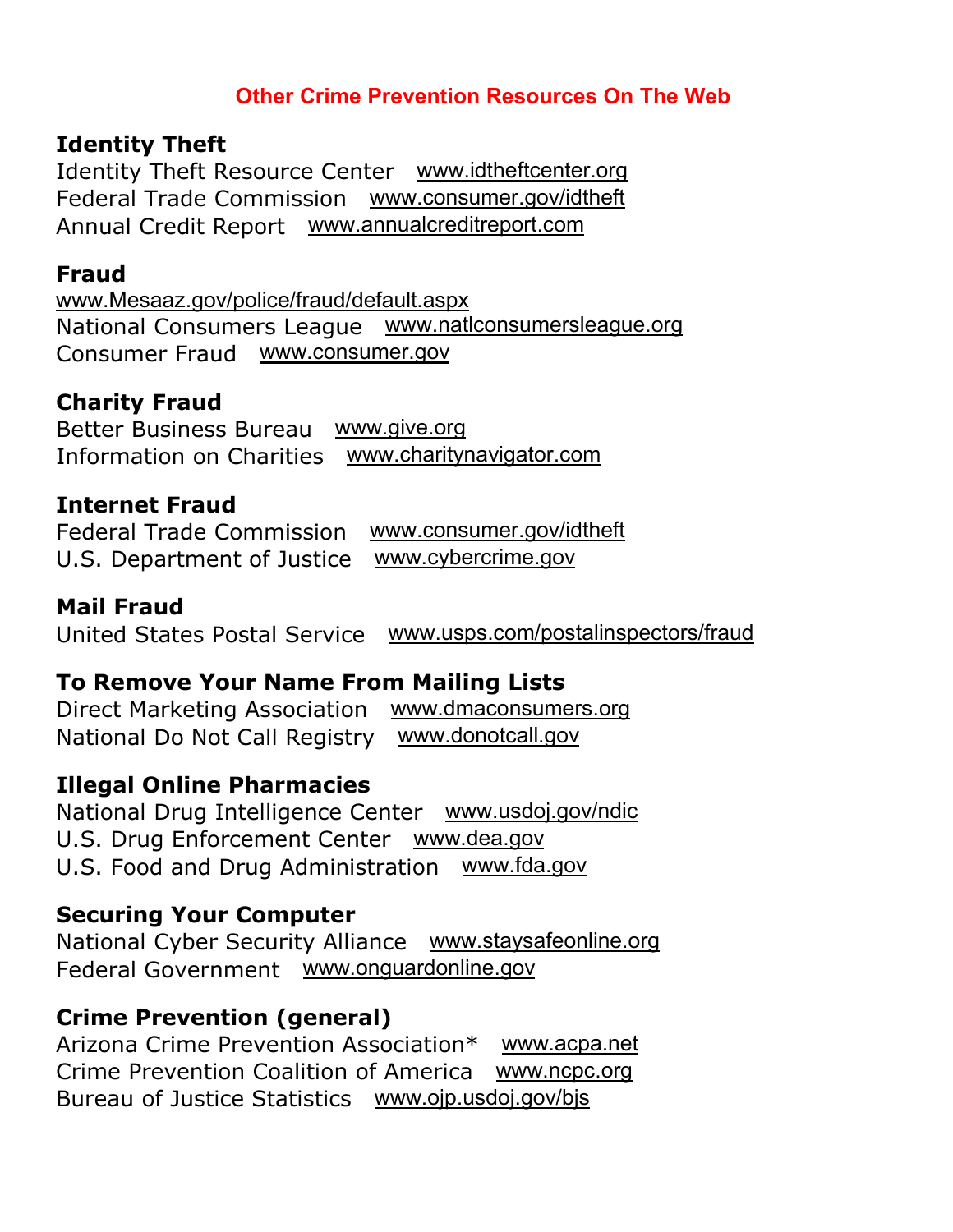## Other Crime Prevention Resources On The Web

### Identity Theft

Identity Theft Resource Center www.idtheftcenter.org
Federal Trade Commission www.consumer.gov/idtheft
Annual Credit Report www.annualcreditreport.com

### Fraud

www.Mesaaz.gov/police/fraud/default.aspx
National Consumers League www.natlconsumersleague.org
Consumer Fraud www.consumer.gov

### Charity Fraud

Better Business Bureau www.give.org
Information on Charities www.charitynavigator.com

### Internet Fraud

Federal Trade Commission www.consumer.gov/idtheft
U.S. Department of Justice www.cybercrime.gov

### Mail Fraud

United States Postal Service www.usps.com/postalinspectors/fraud

### To Remove Your Name From Mailing Lists

Direct Marketing Association www.dmaconsumers.org
National Do Not Call Registry www.donotcall.gov

### Illegal Online Pharmacies

National Drug Intelligence Center www.usdoj.gov/ndic
U.S. Drug Enforcement Center www.dea.gov
U.S. Food and Drug Administration www.fda.gov

### Securing Your Computer

National Cyber Security Alliance www.staysafeonline.org
Federal Government www.onguardonline.gov

### Crime Prevention (general)

Arizona Crime Prevention Association* www.acpa.net
Crime Prevention Coalition of America www.ncpc.org
Bureau of Justice Statistics www.ojp.usdoj.gov/bjs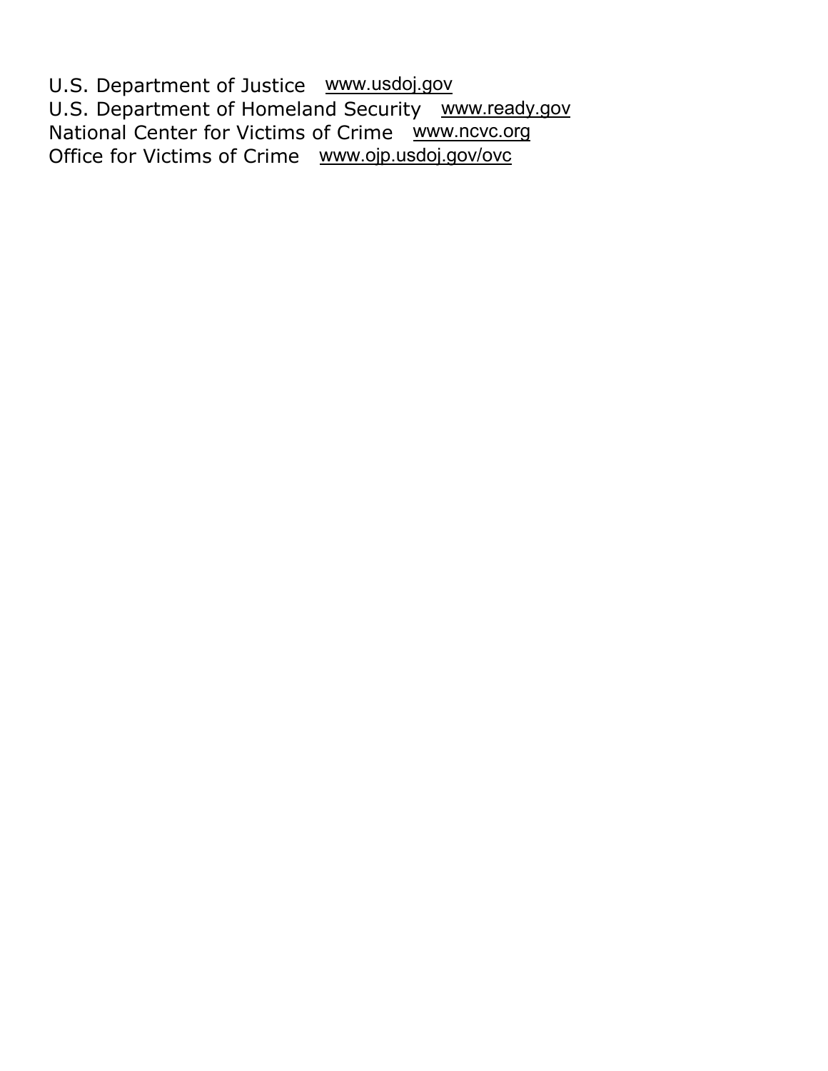U.S. Department of Justice www.usdoj.gov
U.S. Department of Homeland Security www.ready.gov
National Center for Victims of Crime www.ncvc.org
Office for Victims of Crime www.ojp.usdoj.gov/ovc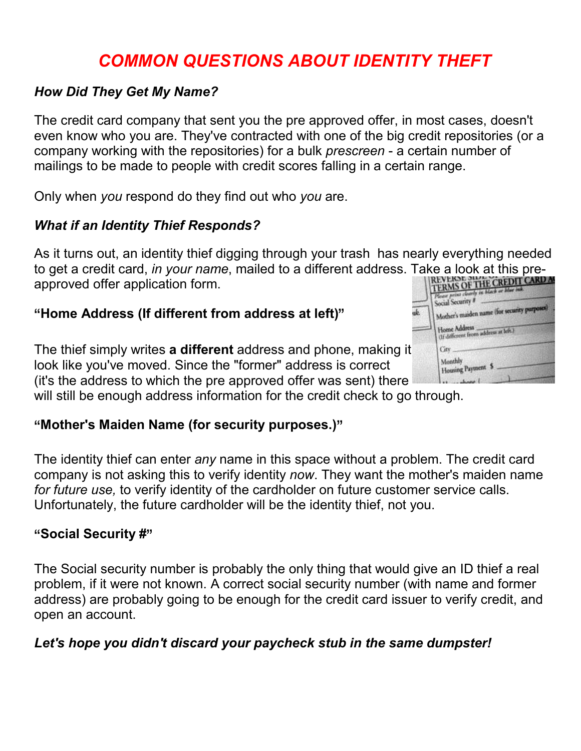# *COMMON QUESTIONS ABOUT IDENTITY THEFT*

### *How Did They Get My Name?*

The credit card company that sent you the pre approved offer, in most cases, doesn't even know who you are. They've contracted with one of the big credit repositories (or a company working with the repositories) for a bulk *prescreen* - a certain number of mailings to be made to people with credit scores falling in a certain range.

Only when *you* respond do they find out who *you* are.

### *What if an Identity Thief Responds?*

As it turns out, an identity thief digging through your trash has nearly everything needed to get a credit card, *in your name*, mailed to a different address. Take a look at this pre-approved offer application form.

**"Home Address (If different from address at left)"**

The thief simply writes **a different** address and phone, making it look like you've moved. Since the "former" address is correct (it's the address to which the pre approved offer was sent) there will still be enough address information for the credit check to go through.

**"Mother's Maiden Name (for security purposes.)"**

The identity thief can enter *any* name in this space without a problem. The credit card company is not asking this to verify identity *now*. They want the mother's maiden name *for future use,* to verify identity of the cardholder on future customer service calls. Unfortunately, the future cardholder will be the identity thief, not you.

**"Social Security #"**

The Social security number is probably the only thing that would give an ID thief a real problem, if it were not known. A correct social security number (with name and former address) are probably going to be enough for the credit card issuer to verify credit, and open an account.

***Let's hope you didn't discard your paycheck stub in the same dumpster!***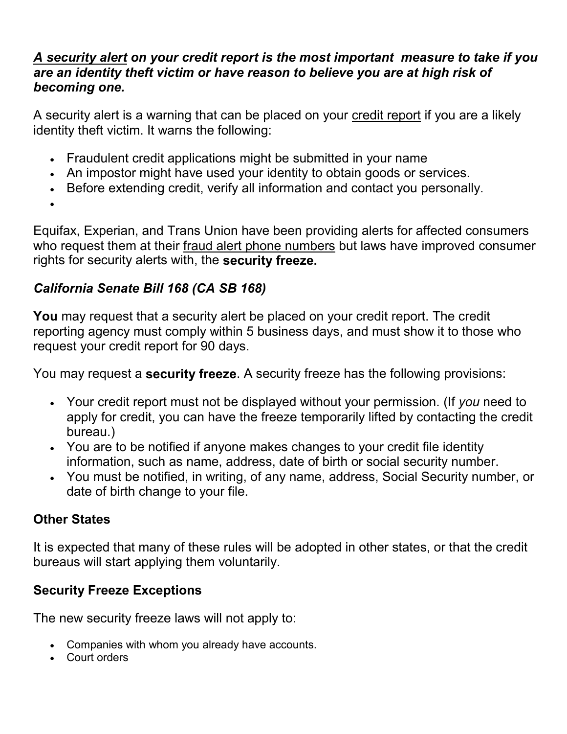***A security alert* on your credit report is the most important measure to take if you are an identity theft victim or have reason to believe you are at high risk of becoming one.**

A security alert is a warning that can be placed on your credit report if you are a likely identity theft victim. It warns the following:

- Fraudulent credit applications might be submitted in your name
- An impostor might have used your identity to obtain goods or services.
- Before extending credit, verify all information and contact you personally.

Equifax, Experian, and Trans Union have been providing alerts for affected consumers who request them at their fraud alert phone numbers but laws have improved consumer rights for security alerts with, the **security freeze.**

### *California Senate Bill 168 (CA SB 168)*

**You** may request that a security alert be placed on your credit report. The credit reporting agency must comply within 5 business days, and must show it to those who request your credit report for 90 days.

You may request a **security freeze**. A security freeze has the following provisions:

- Your credit report must not be displayed without your permission. (If *you* need to apply for credit, you can have the freeze temporarily lifted by contacting the credit bureau.)
- You are to be notified if anyone makes changes to your credit file identity information, such as name, address, date of birth or social security number.
- You must be notified, in writing, of any name, address, Social Security number, or date of birth change to your file.

### Other States

It is expected that many of these rules will be adopted in other states, or that the credit bureaus will start applying them voluntarily.

### Security Freeze Exceptions

The new security freeze laws will not apply to:

- Companies with whom you already have accounts.
- Court orders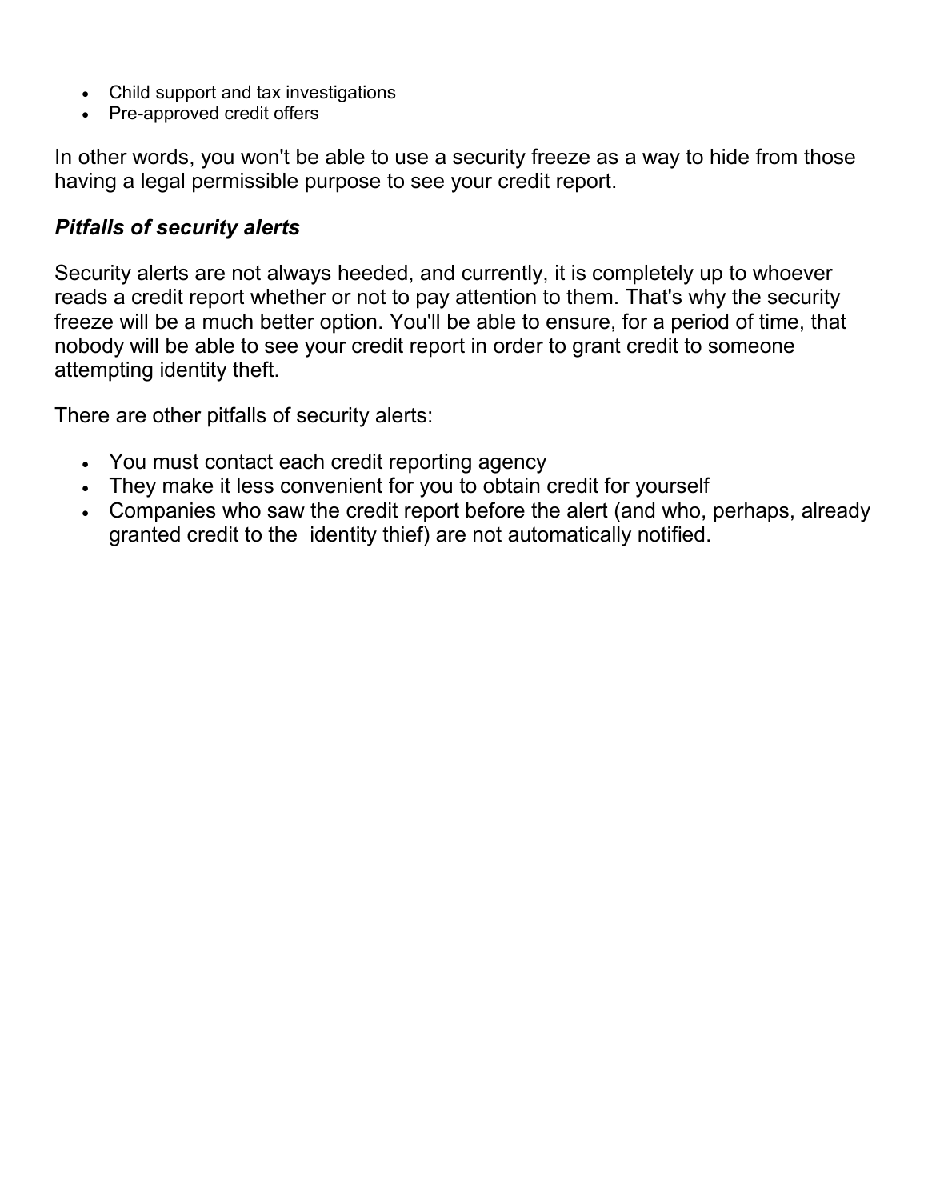- Child support and tax investigations
- Pre-approved credit offers

In other words, you won't be able to use a security freeze as a way to hide from those having a legal permissible purpose to see your credit report.

### *Pitfalls of security alerts*

Security alerts are not always heeded, and currently, it is completely up to whoever reads a credit report whether or not to pay attention to them. That's why the security freeze will be a much better option. You'll be able to ensure, for a period of time, that nobody will be able to see your credit report in order to grant credit to someone attempting identity theft.

There are other pitfalls of security alerts:

- You must contact each credit reporting agency
- They make it less convenient for you to obtain credit for yourself
- Companies who saw the credit report before the alert (and who, perhaps, already granted credit to the identity thief) are not automatically notified.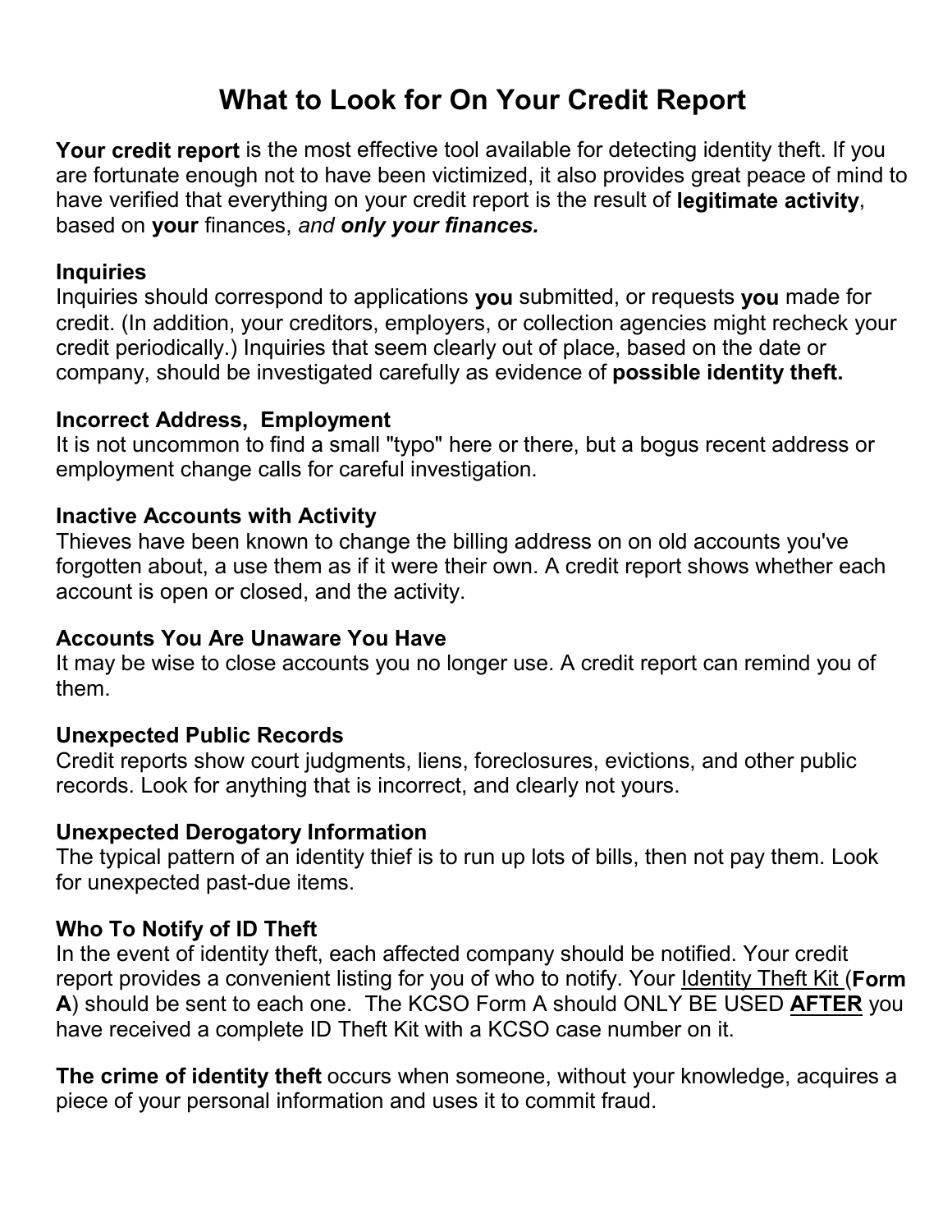# What to Look for On Your Credit Report

**Your credit report** is the most effective tool available for detecting identity theft. If you are fortunate enough not to have been victimized, it also provides great peace of mind to have verified that everything on your credit report is the result of **legitimate activity**, based on **your** finances, *and **only your finances.***

### Inquiries

Inquiries should correspond to applications **you** submitted, or requests **you** made for credit. (In addition, your creditors, employers, or collection agencies might recheck your credit periodically.) Inquiries that seem clearly out of place, based on the date or company, should be investigated carefully as evidence of **possible identity theft.**

### Incorrect Address, Employment

It is not uncommon to find a small "typo" here or there, but a bogus recent address or employment change calls for careful investigation.

### Inactive Accounts with Activity

Thieves have been known to change the billing address on on old accounts you've forgotten about, a use them as if it were their own. A credit report shows whether each account is open or closed, and the activity.

### Accounts You Are Unaware You Have

It may be wise to close accounts you no longer use. A credit report can remind you of them.

### Unexpected Public Records

Credit reports show court judgments, liens, foreclosures, evictions, and other public records. Look for anything that is incorrect, and clearly not yours.

### Unexpected Derogatory Information

The typical pattern of an identity thief is to run up lots of bills, then not pay them. Look for unexpected past-due items.

### Who To Notify of ID Theft

In the event of identity theft, each affected company should be notified. Your credit report provides a convenient listing for you of who to notify. Your Identity Theft Kit (**Form A**) should be sent to each one. The KCSO Form A should ONLY BE USED **AFTER** you have received a complete ID Theft Kit with a KCSO case number on it.

**The crime of identity theft** occurs when someone, without your knowledge, acquires a piece of your personal information and uses it to commit fraud.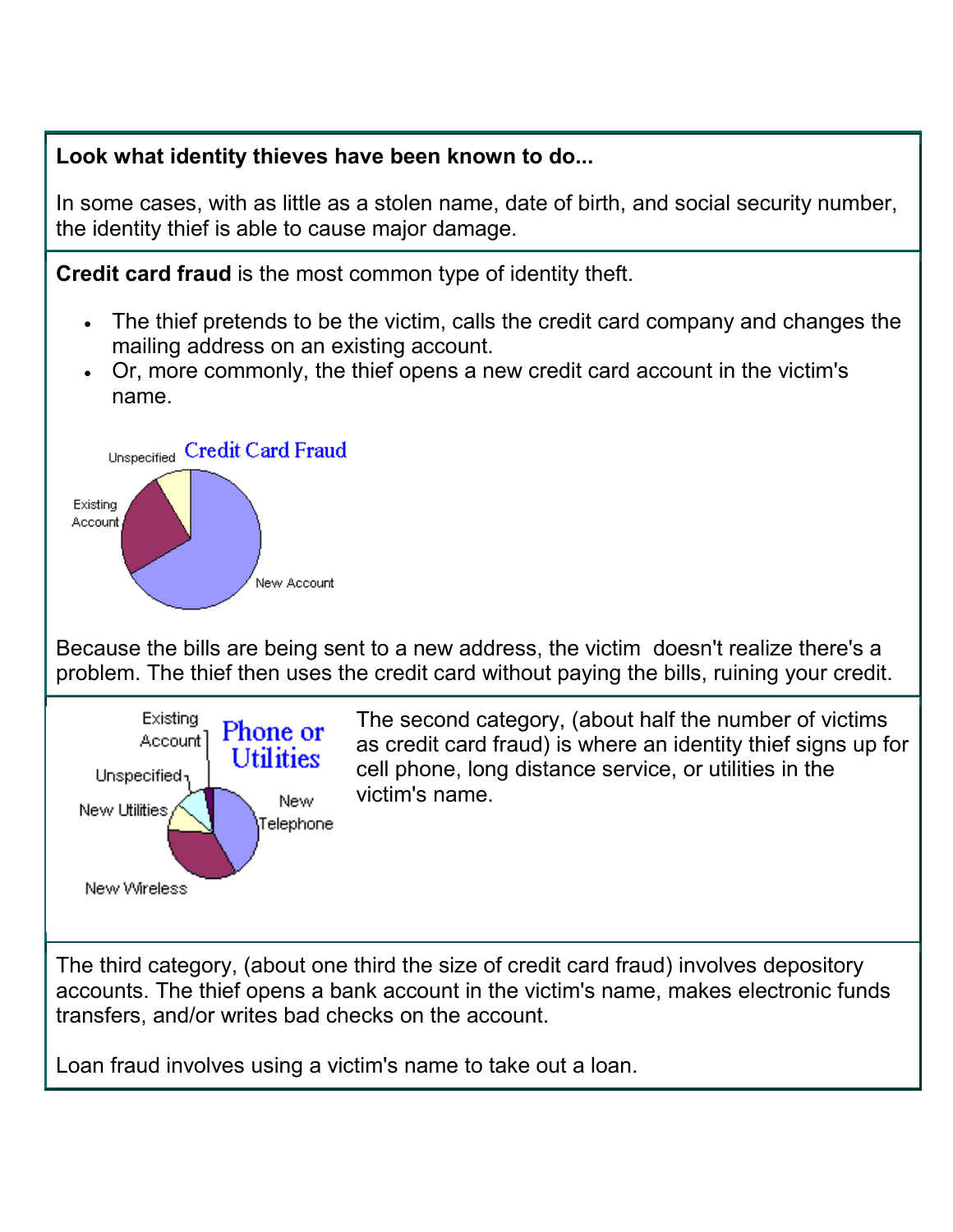**Look what identity thieves have been known to do...**

In some cases, with as little as a stolen name, date of birth, and social security number, the identity thief is able to cause major damage.

**Credit card fraud** is the most common type of identity theft.

- The thief pretends to be the victim, calls the credit card company and changes the mailing address on an existing account.
- Or, more commonly, the thief opens a new credit card account in the victim's name.

Credit Card Fraud

Unspecified

Existing Account

New Account

Because the bills are being sent to a new address, the victim doesn't realize there's a problem. The thief then uses the credit card without paying the bills, ruining your credit.

Phone or Utilities

Existing Account

Unspecified

New Utilities

New Telephone

New Wireless

The second category, (about half the number of victims as credit card fraud) is where an identity thief signs up for cell phone, long distance service, or utilities in the victim's name.

The third category, (about one third the size of credit card fraud) involves depository accounts. The thief opens a bank account in the victim's name, makes electronic funds transfers, and/or writes bad checks on the account.

Loan fraud involves using a victim's name to take out a loan.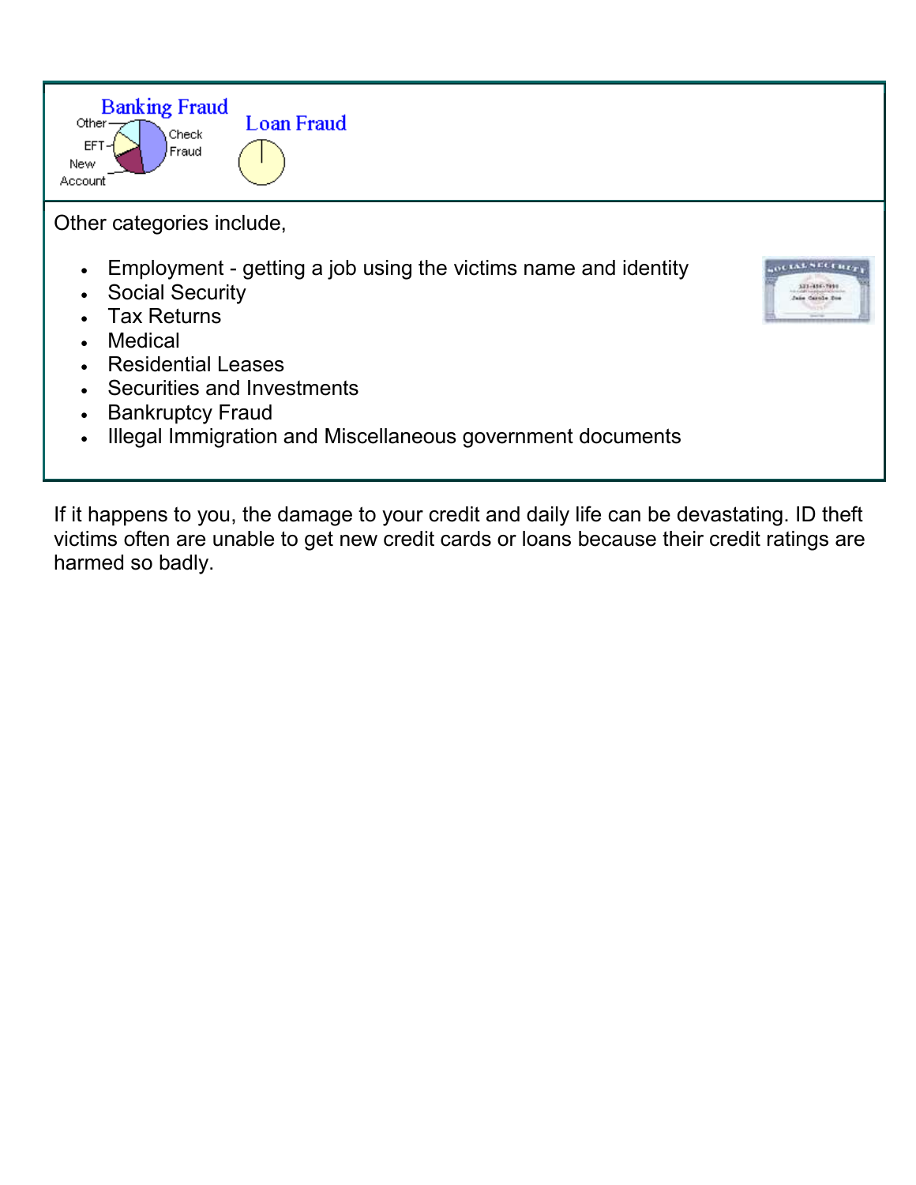Banking Fraud

Other

EFT

New Account

Check Fraud

Loan Fraud

Other categories include,

- Employment - getting a job using the victims name and identity
- Social Security
- Tax Returns
- Medical
- Residential Leases
- Securities and Investments
- Bankruptcy Fraud
- Illegal Immigration and Miscellaneous government documents

If it happens to you, the damage to your credit and daily life can be devastating. ID theft victims often are unable to get new credit cards or loans because their credit ratings are harmed so badly.